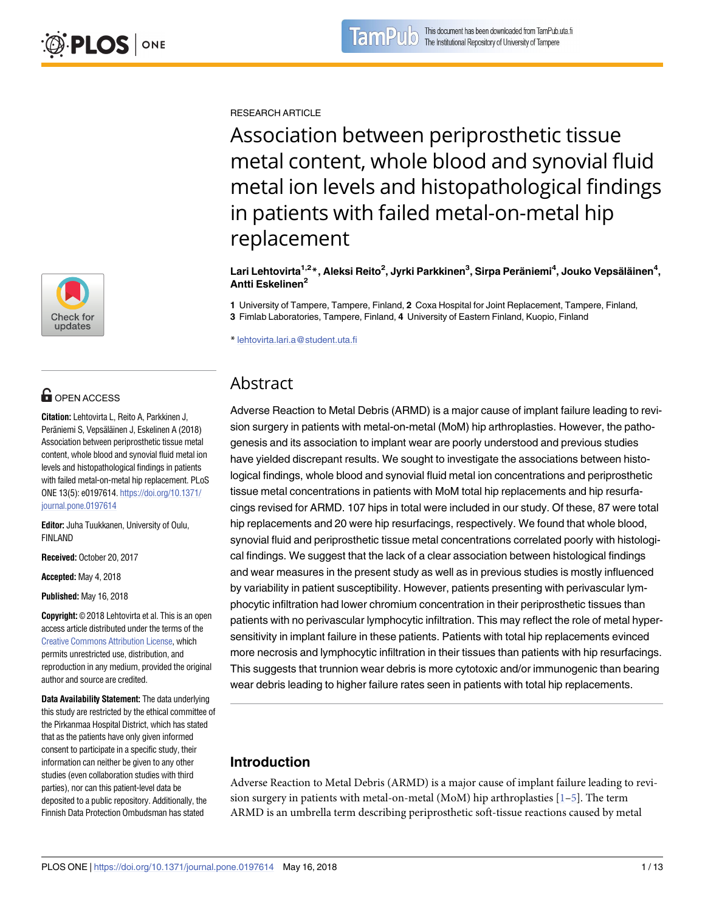RESEARCH ARTICLE

# Association between periprosthetic tissue metal content, whole blood and synovial fluid metal ion levels and histopathological findings in patients with failed metal-on-metal hip replacement

**Lari Lehtovirta[1,2]*, Aleksi Reito[2], Jyrki Parkkinen[3], Sirpa Peräniemi[4], Jouko Vepsäläinen[4], Antti Eskelinen[2]**

**1** University of Tampere, Tampere, Finland, **2** Coxa Hospital for Joint Replacement, Tampere, Finland, **3** Fimlab Laboratories, Tampere, Finland, **4** University of Eastern Finland, Kuopio, Finland

* lehtovirta.lari.a@student.uta.fi

OPEN ACCESS

**Citation:** Lehtovirta L, Reito A, Parkkinen J, Peräniemi S, Vepsäläinen J, Eskelinen A (2018) Association between periprosthetic tissue metal content, whole blood and synovial fluid metal ion levels and histopathological findings in patients with failed metal-on-metal hip replacement. PLoS ONE 13(5): e0197614. https://doi.org/10.1371/journal.pone.0197614

**Editor:** Juha Tuukkanen, University of Oulu, FINLAND

**Received:** October 20, 2017

**Accepted:** May 4, 2018

**Published:** May 16, 2018

**Copyright:** © 2018 Lehtovirta et al. This is an open access article distributed under the terms of the Creative Commons Attribution License, which permits unrestricted use, distribution, and reproduction in any medium, provided the original author and source are credited.

**Data Availability Statement:** The data underlying this study are restricted by the ethical committee of the Pirkanmaa Hospital District, which has stated that as the patients have only given informed consent to participate in a specific study, their information can neither be given to any other studies (even collaboration studies with third parties), nor can this patient-level data be deposited to a public repository. Additionally, the Finnish Data Protection Ombudsman has stated

## Abstract

Adverse Reaction to Metal Debris (ARMD) is a major cause of implant failure leading to revision surgery in patients with metal-on-metal (MoM) hip arthroplasties. However, the pathogenesis and its association to implant wear are poorly understood and previous studies have yielded discrepant results. We sought to investigate the associations between histological findings, whole blood and synovial fluid metal ion concentrations and periprosthetic tissue metal concentrations in patients with MoM total hip replacements and hip resurfacings revised for ARMD. 107 hips in total were included in our study. Of these, 87 were total hip replacements and 20 were hip resurfacings, respectively. We found that whole blood, synovial fluid and periprosthetic tissue metal concentrations correlated poorly with histological findings. We suggest that the lack of a clear association between histological findings and wear measures in the present study as well as in previous studies is mostly influenced by variability in patient susceptibility. However, patients presenting with perivascular lymphocytic infiltration had lower chromium concentration in their periprosthetic tissues than patients with no perivascular lymphocytic infiltration. This may reflect the role of metal hypersensitivity in implant failure in these patients. Patients with total hip replacements evinced more necrosis and lymphocytic infiltration in their tissues than patients with hip resurfacings. This suggests that trunnion wear debris is more cytotoxic and/or immunogenic than bearing wear debris leading to higher failure rates seen in patients with total hip replacements.

## Introduction

Adverse Reaction to Metal Debris (ARMD) is a major cause of implant failure leading to revision surgery in patients with metal-on-metal (MoM) hip arthroplasties [1–5]. The term ARMD is an umbrella term describing periprosthetic soft-tissue reactions caused by metal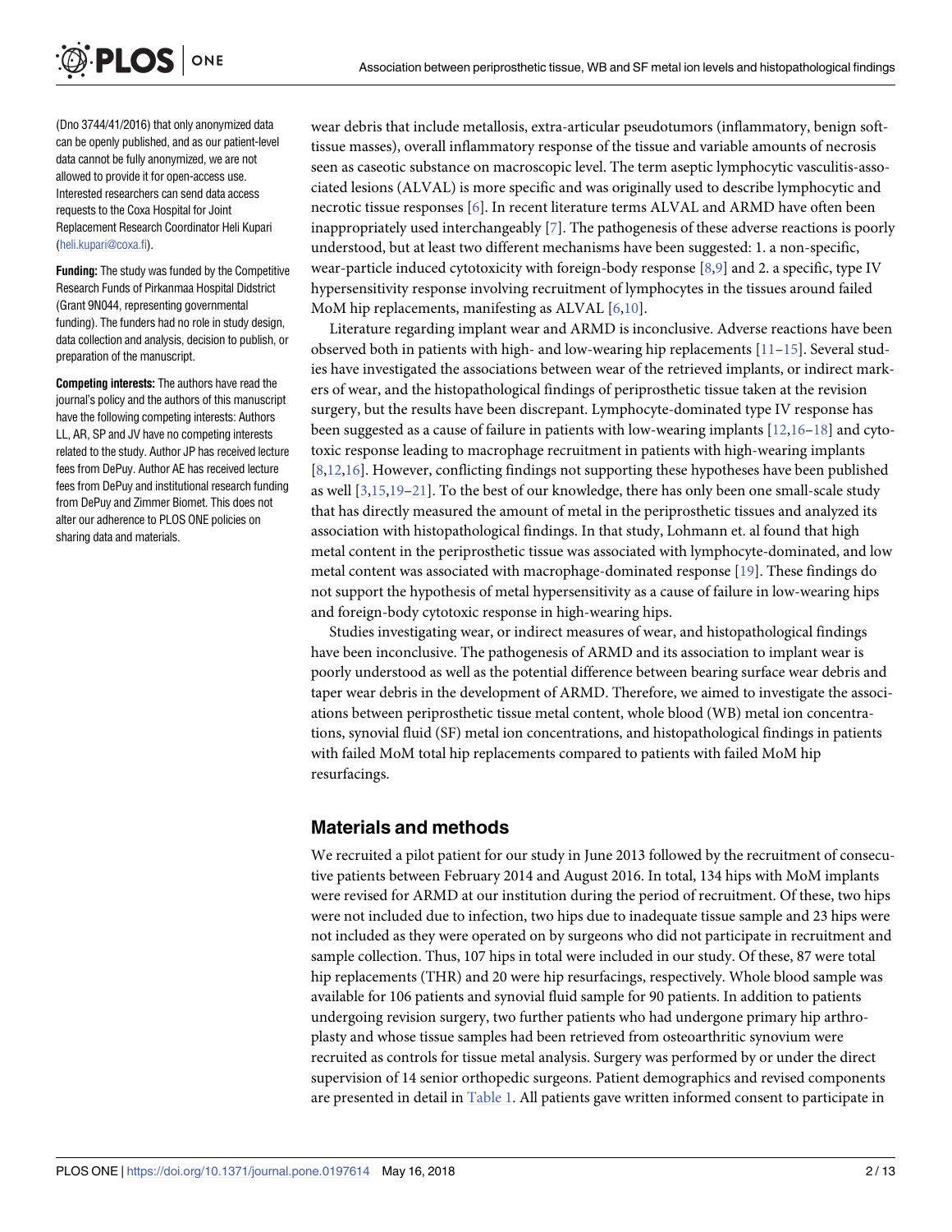(Dno 3744/41/2016) that only anonymized data can be openly published, and as our patient-level data cannot be fully anonymized, we are not allowed to provide it for open-access use. Interested researchers can send data access requests to the Coxa Hospital for Joint Replacement Research Coordinator Heli Kupari (heli.kupari@coxa.fi).

**Funding:** The study was funded by the Competitive Research Funds of Pirkanmaa Hospital Didstrict (Grant 9N044, representing governmental funding). The funders had no role in study design, data collection and analysis, decision to publish, or preparation of the manuscript.

**Competing interests:** The authors have read the journal's policy and the authors of this manuscript have the following competing interests: Authors LL, AR, SP and JV have no competing interests related to the study. Author JP has received lecture fees from DePuy. Author AE has received lecture fees from DePuy and institutional research funding from DePuy and Zimmer Biomet. This does not alter our adherence to PLOS ONE policies on sharing data and materials.

wear debris that include metallosis, extra-articular pseudotumors (inflammatory, benign soft-tissue masses), overall inflammatory response of the tissue and variable amounts of necrosis seen as caseotic substance on macroscopic level. The term aseptic lymphocytic vasculitis-associated lesions (ALVAL) is more specific and was originally used to describe lymphocytic and necrotic tissue responses [6]. In recent literature terms ALVAL and ARMD have often been inappropriately used interchangeably [7]. The pathogenesis of these adverse reactions is poorly understood, but at least two different mechanisms have been suggested: 1. a non-specific, wear-particle induced cytotoxicity with foreign-body response [8,9] and 2. a specific, type IV hypersensitivity response involving recruitment of lymphocytes in the tissues around failed MoM hip replacements, manifesting as ALVAL [6,10].

Literature regarding implant wear and ARMD is inconclusive. Adverse reactions have been observed both in patients with high- and low-wearing hip replacements [11–15]. Several studies have investigated the associations between wear of the retrieved implants, or indirect markers of wear, and the histopathological findings of periprosthetic tissue taken at the revision surgery, but the results have been discrepant. Lymphocyte-dominated type IV response has been suggested as a cause of failure in patients with low-wearing implants [12,16–18] and cytotoxic response leading to macrophage recruitment in patients with high-wearing implants [8,12,16]. However, conflicting findings not supporting these hypotheses have been published as well [3,15,19–21]. To the best of our knowledge, there has only been one small-scale study that has directly measured the amount of metal in the periprosthetic tissues and analyzed its association with histopathological findings. In that study, Lohmann et. al found that high metal content in the periprosthetic tissue was associated with lymphocyte-dominated, and low metal content was associated with macrophage-dominated response [19]. These findings do not support the hypothesis of metal hypersensitivity as a cause of failure in low-wearing hips and foreign-body cytotoxic response in high-wearing hips.

Studies investigating wear, or indirect measures of wear, and histopathological findings have been inconclusive. The pathogenesis of ARMD and its association to implant wear is poorly understood as well as the potential difference between bearing surface wear debris and taper wear debris in the development of ARMD. Therefore, we aimed to investigate the associations between periprosthetic tissue metal content, whole blood (WB) metal ion concentrations, synovial fluid (SF) metal ion concentrations, and histopathological findings in patients with failed MoM total hip replacements compared to patients with failed MoM hip resurfacings.

## Materials and methods

We recruited a pilot patient for our study in June 2013 followed by the recruitment of consecutive patients between February 2014 and August 2016. In total, 134 hips with MoM implants were revised for ARMD at our institution during the period of recruitment. Of these, two hips were not included due to infection, two hips due to inadequate tissue sample and 23 hips were not included as they were operated on by surgeons who did not participate in recruitment and sample collection. Thus, 107 hips in total were included in our study. Of these, 87 were total hip replacements (THR) and 20 were hip resurfacings, respectively. Whole blood sample was available for 106 patients and synovial fluid sample for 90 patients. In addition to patients undergoing revision surgery, two further patients who had undergone primary hip arthroplasty and whose tissue samples had been retrieved from osteoarthritic synovium were recruited as controls for tissue metal analysis. Surgery was performed by or under the direct supervision of 14 senior orthopedic surgeons. Patient demographics and revised components are presented in detail in Table 1. All patients gave written informed consent to participate in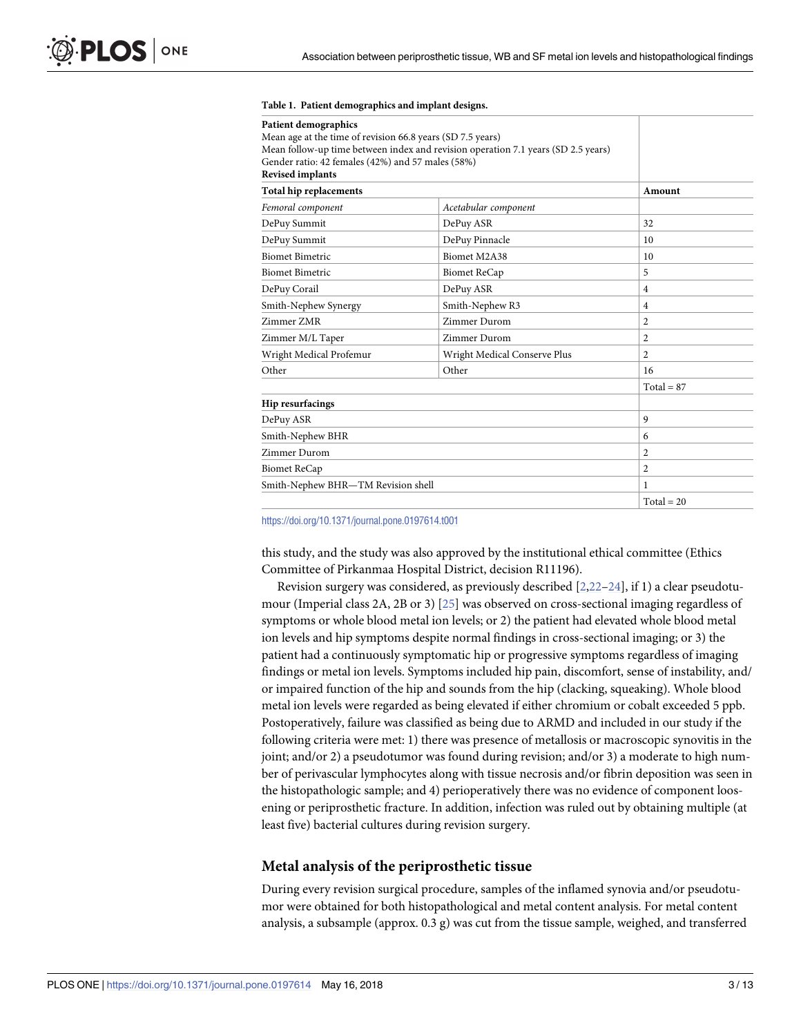**Table 1. Patient demographics and implant designs.**

| **Patient demographics**<br>Mean age at the time of revision 66.8 years (SD 7.5 years)<br>Mean follow-up time between index and revision operation 7.1 years (SD 2.5 years)<br>Gender ratio: 42 females (42%) and 57 males (58%)<br>**Revised implants** | | |
|---|---|---|
| **Total hip replacements** | | **Amount** |
| *Femoral component* | *Acetabular component* | |
| DePuy Summit | DePuy ASR | 32 |
| DePuy Summit | DePuy Pinnacle | 10 |
| Biomet Bimetric | Biomet M2A38 | 10 |
| Biomet Bimetric | Biomet ReCap | 5 |
| DePuy Corail | DePuy ASR | 4 |
| Smith-Nephew Synergy | Smith-Nephew R3 | 4 |
| Zimmer ZMR | Zimmer Durom | 2 |
| Zimmer M/L Taper | Zimmer Durom | 2 |
| Wright Medical Profemur | Wright Medical Conserve Plus | 2 |
| Other | Other | 16 |
| | | Total = 87 |
| **Hip resurfacings** | | |
| DePuy ASR | | 9 |
| Smith-Nephew BHR | | 6 |
| Zimmer Durom | | 2 |
| Biomet ReCap | | 2 |
| Smith-Nephew BHR—TM Revision shell | | 1 |
| | | Total = 20 |

https://doi.org/10.1371/journal.pone.0197614.t001

this study, and the study was also approved by the institutional ethical committee (Ethics Committee of Pirkanmaa Hospital District, decision R11196).

Revision surgery was considered, as previously described [2,22–24], if 1) a clear pseudotumour (Imperial class 2A, 2B or 3) [25] was observed on cross-sectional imaging regardless of symptoms or whole blood metal ion levels; or 2) the patient had elevated whole blood metal ion levels and hip symptoms despite normal findings in cross-sectional imaging; or 3) the patient had a continuously symptomatic hip or progressive symptoms regardless of imaging findings or metal ion levels. Symptoms included hip pain, discomfort, sense of instability, and/or impaired function of the hip and sounds from the hip (clacking, squeaking). Whole blood metal ion levels were regarded as being elevated if either chromium or cobalt exceeded 5 ppb. Postoperatively, failure was classified as being due to ARMD and included in our study if the following criteria were met: 1) there was presence of metallosis or macroscopic synovitis in the joint; and/or 2) a pseudotumor was found during revision; and/or 3) a moderate to high number of perivascular lymphocytes along with tissue necrosis and/or fibrin deposition was seen in the histopathologic sample; and 4) perioperatively there was no evidence of component loosening or periprosthetic fracture. In addition, infection was ruled out by obtaining multiple (at least five) bacterial cultures during revision surgery.

## Metal analysis of the periprosthetic tissue

During every revision surgical procedure, samples of the inflamed synovia and/or pseudotumor were obtained for both histopathological and metal content analysis. For metal content analysis, a subsample (approx. 0.3 g) was cut from the tissue sample, weighed, and transferred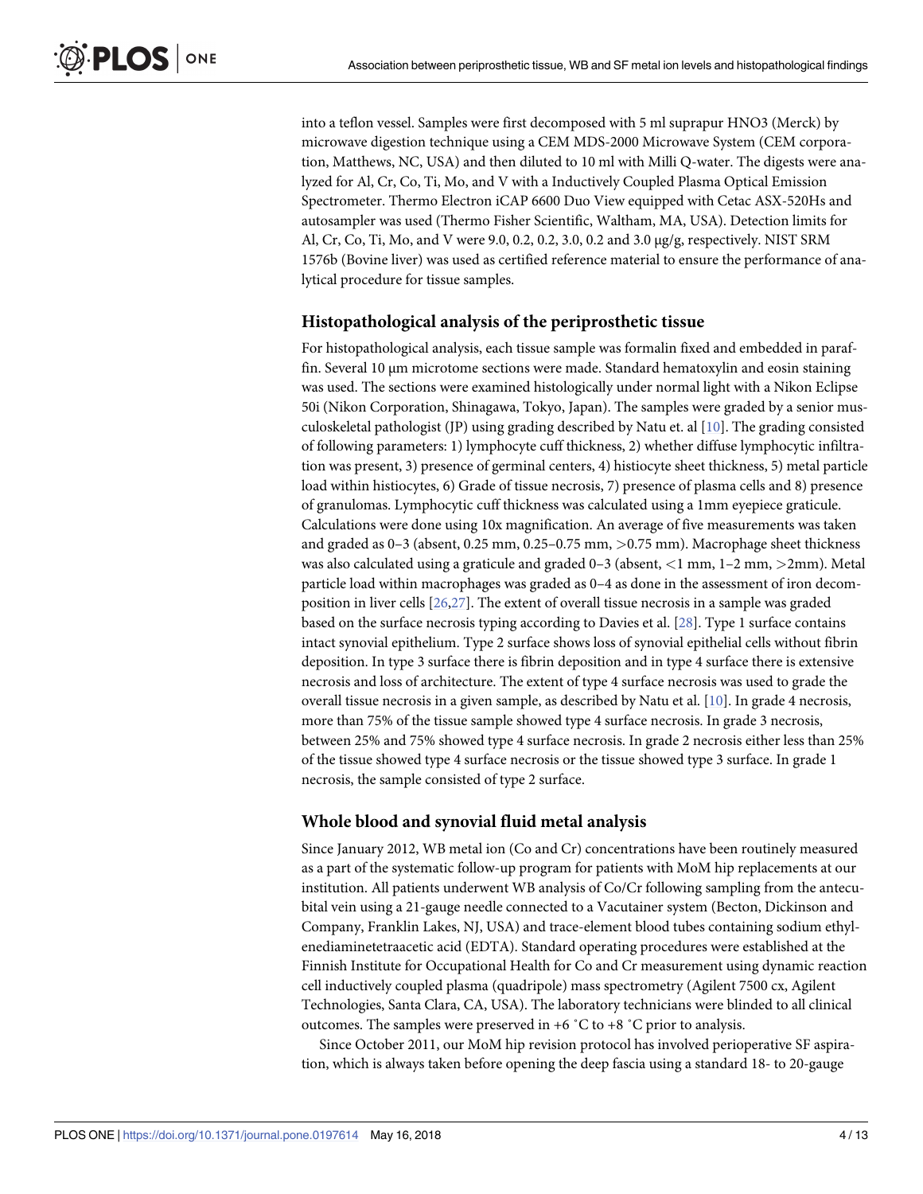into a teflon vessel. Samples were first decomposed with 5 ml suprapur $HNO_3$ (Merck) by microwave digestion technique using a CEM MDS-2000 Microwave System (CEM corporation, Matthews, NC, USA) and then diluted to 10 ml with Milli Q-water. The digests were analyzed for Al, Cr, Co, Ti, Mo, and V with a Inductively Coupled Plasma Optical Emission Spectrometer. Thermo Electron iCAP 6600 Duo View equipped with Cetac ASX-520Hs and autosampler was used (Thermo Fisher Scientific, Waltham, MA, USA). Detection limits for Al, Cr, Co, Ti, Mo, and V were 9.0, 0.2, 0.2, 3.0, 0.2 and 3.0 μg/g, respectively. NIST SRM 1576b (Bovine liver) was used as certified reference material to ensure the performance of analytical procedure for tissue samples.

## Histopathological analysis of the periprosthetic tissue

For histopathological analysis, each tissue sample was formalin fixed and embedded in paraffin. Several 10 μm microtome sections were made. Standard hematoxylin and eosin staining was used. The sections were examined histologically under normal light with a Nikon Eclipse 50i (Nikon Corporation, Shinagawa, Tokyo, Japan). The samples were graded by a senior musculoskeletal pathologist (JP) using grading described by Natu et. al [10]. The grading consisted of following parameters: 1) lymphocyte cuff thickness, 2) whether diffuse lymphocytic infiltration was present, 3) presence of germinal centers, 4) histiocyte sheet thickness, 5) metal particle load within histiocytes, 6) Grade of tissue necrosis, 7) presence of plasma cells and 8) presence of granulomas. Lymphocytic cuff thickness was calculated using a 1mm eyepiece graticule. Calculations were done using 10x magnification. An average of five measurements was taken and graded as 0–3 (absent, 0.25 mm, 0.25–0.75 mm, >0.75 mm). Macrophage sheet thickness was also calculated using a graticule and graded 0–3 (absent, <1 mm, 1–2 mm, >2mm). Metal particle load within macrophages was graded as 0–4 as done in the assessment of iron decomposition in liver cells [26,27]. The extent of overall tissue necrosis in a sample was graded based on the surface necrosis typing according to Davies et al. [28]. Type 1 surface contains intact synovial epithelium. Type 2 surface shows loss of synovial epithelial cells without fibrin deposition. In type 3 surface there is fibrin deposition and in type 4 surface there is extensive necrosis and loss of architecture. The extent of type 4 surface necrosis was used to grade the overall tissue necrosis in a given sample, as described by Natu et al. [10]. In grade 4 necrosis, more than 75% of the tissue sample showed type 4 surface necrosis. In grade 3 necrosis, between 25% and 75% showed type 4 surface necrosis. In grade 2 necrosis either less than 25% of the tissue showed type 4 surface necrosis or the tissue showed type 3 surface. In grade 1 necrosis, the sample consisted of type 2 surface.

## Whole blood and synovial fluid metal analysis

Since January 2012, WB metal ion (Co and Cr) concentrations have been routinely measured as a part of the systematic follow-up program for patients with MoM hip replacements at our institution. All patients underwent WB analysis of Co/Cr following sampling from the antecubital vein using a 21-gauge needle connected to a Vacutainer system (Becton, Dickinson and Company, Franklin Lakes, NJ, USA) and trace-element blood tubes containing sodium ethylenediaminetetraacetic acid (EDTA). Standard operating procedures were established at the Finnish Institute for Occupational Health for Co and Cr measurement using dynamic reaction cell inductively coupled plasma (quadripole) mass spectrometry (Agilent 7500 cx, Agilent Technologies, Santa Clara, CA, USA). The laboratory technicians were blinded to all clinical outcomes. The samples were preserved in +6 ˚C to +8 ˚C prior to analysis.

Since October 2011, our MoM hip revision protocol has involved perioperative SF aspiration, which is always taken before opening the deep fascia using a standard 18- to 20-gauge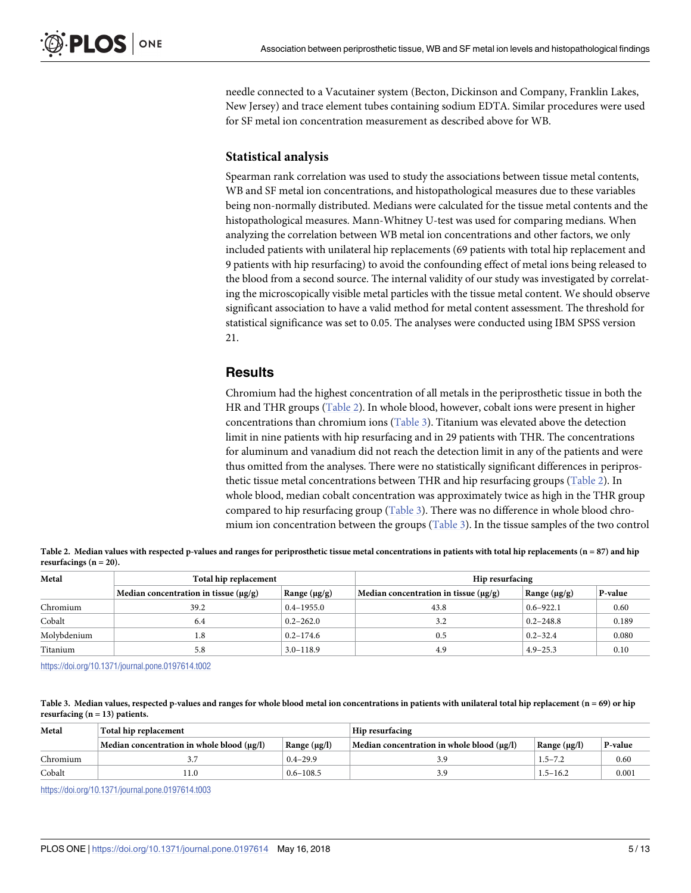needle connected to a Vacutainer system (Becton, Dickinson and Company, Franklin Lakes, New Jersey) and trace element tubes containing sodium EDTA. Similar procedures were used for SF metal ion concentration measurement as described above for WB.

### Statistical analysis

Spearman rank correlation was used to study the associations between tissue metal contents, WB and SF metal ion concentrations, and histopathological measures due to these variables being non-normally distributed. Medians were calculated for the tissue metal contents and the histopathological measures. Mann-Whitney U-test was used for comparing medians. When analyzing the correlation between WB metal ion concentrations and other factors, we only included patients with unilateral hip replacements (69 patients with total hip replacement and 9 patients with hip resurfacing) to avoid the confounding effect of metal ions being released to the blood from a second source. The internal validity of our study was investigated by correlating the microscopically visible metal particles with the tissue metal content. We should observe significant association to have a valid method for metal content assessment. The threshold for statistical significance was set to 0.05. The analyses were conducted using IBM SPSS version 21.

## Results

Chromium had the highest concentration of all metals in the periprosthetic tissue in both the HR and THR groups (Table 2). In whole blood, however, cobalt ions were present in higher concentrations than chromium ions (Table 3). Titanium was elevated above the detection limit in nine patients with hip resurfacing and in 29 patients with THR. The concentrations for aluminum and vanadium did not reach the detection limit in any of the patients and were thus omitted from the analyses. There were no statistically significant differences in periprosthetic tissue metal concentrations between THR and hip resurfacing groups (Table 2). In whole blood, median cobalt concentration was approximately twice as high in the THR group compared to hip resurfacing group (Table 3). There was no difference in whole blood chromium ion concentration between the groups (Table 3). In the tissue samples of the two control

**Table 2. Median values with respected p-values and ranges for periprosthetic tissue metal concentrations in patients with total hip replacements (n = 87) and hip resurfacings (n = 20).**

| Metal | Total hip replacement | | Hip resurfacing | | |
|---|---|---|---|---|---|
| | Median concentration in tissue (μg/g) | Range (μg/g) | Median concentration in tissue (μg/g) | Range (μg/g) | P-value |
| Chromium | 39.2 | 0.4–1955.0 | 43.8 | 0.6–922.1 | 0.60 |
| Cobalt | 6.4 | 0.2–262.0 | 3.2 | 0.2–248.8 | 0.189 |
| Molybdenium | 1.8 | 0.2–174.6 | 0.5 | 0.2–32.4 | 0.080 |
| Titanium | 5.8 | 3.0–118.9 | 4.9 | 4.9–25.3 | 0.10 |

https://doi.org/10.1371/journal.pone.0197614.t002

**Table 3. Median values, respected p-values and ranges for whole blood metal ion concentrations in patients with unilateral total hip replacement (n = 69) or hip resurfacing (n = 13) patients.**

| Metal | Total hip replacement | | Hip resurfacing | | |
|---|---|---|---|---|---|
| | Median concentration in whole blood (μg/l) | Range (μg/l) | Median concentration in whole blood (μg/l) | Range (μg/l) | P-value |
| Chromium | 3.7 | 0.4–29.9 | 3.9 | 1.5–7.2 | 0.60 |
| Cobalt | 11.0 | 0.6–108.5 | 3.9 | 1.5–16.2 | 0.001 |

https://doi.org/10.1371/journal.pone.0197614.t003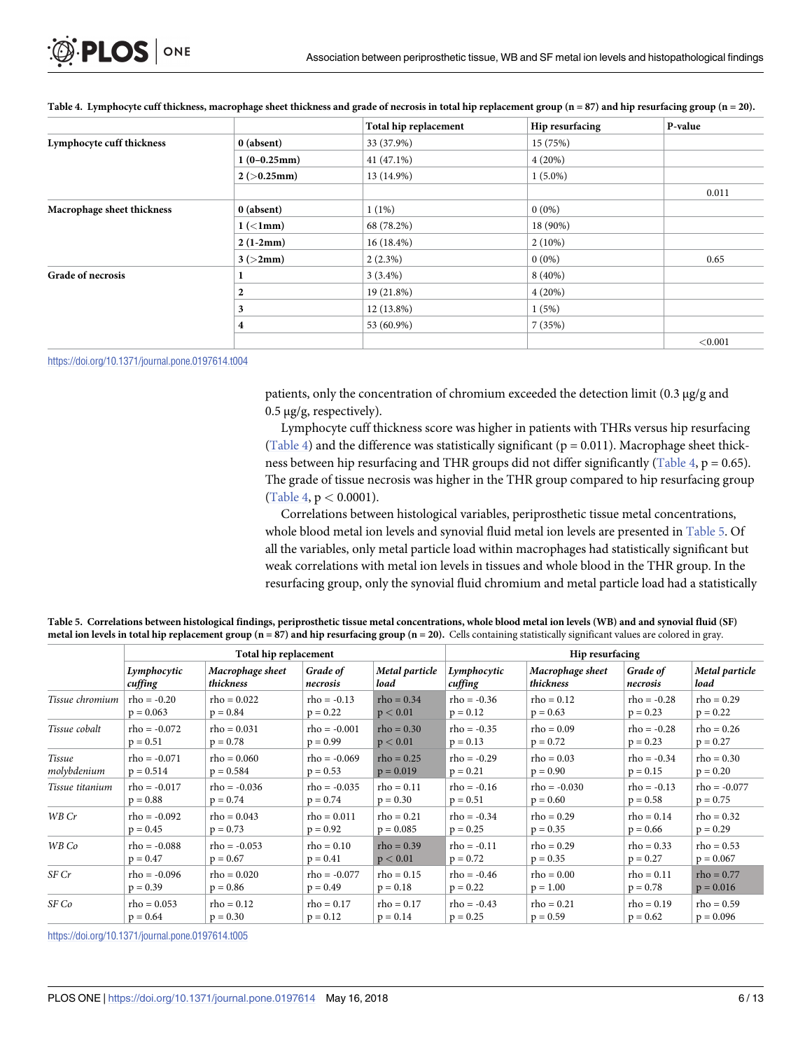**Table 4. Lymphocyte cuff thickness, macrophage sheet thickness and grade of necrosis in total hip replacement group (n = 87) and hip resurfacing group (n = 20).**

| | | Total hip replacement | Hip resurfacing | P-value |
|---|---|---|---|---|
| **Lymphocyte cuff thickness** | **0 (absent)** | 33 (37.9%) | 15 (75%) | |
| | **1 (0–0.25mm)** | 41 (47.1%) | 4 (20%) | |
| | **2 (>0.25mm)** | 13 (14.9%) | 1 (5.0%) | |
| | | | | 0.011 |
| **Macrophage sheet thickness** | **0 (absent)** | 1 (1%) | 0 (0%) | |
| | **1 (<1mm)** | 68 (78.2%) | 18 (90%) | |
| | **2 (1-2mm)** | 16 (18.4%) | 2 (10%) | |
| | **3 (>2mm)** | 2 (2.3%) | 0 (0%) | 0.65 |
| **Grade of necrosis** | **1** | 3 (3.4%) | 8 (40%) | |
| | **2** | 19 (21.8%) | 4 (20%) | |
| | **3** | 12 (13.8%) | 1 (5%) | |
| | **4** | 53 (60.9%) | 7 (35%) | |
| | | | | <0.001 |

https://doi.org/10.1371/journal.pone.0197614.t004

patients, only the concentration of chromium exceeded the detection limit (0.3 μg/g and 0.5 μg/g, respectively).

Lymphocyte cuff thickness score was higher in patients with THRs versus hip resurfacing (Table 4) and the difference was statistically significant ($p = 0.011$). Macrophage sheet thickness between hip resurfacing and THR groups did not differ significantly (Table 4, $p = 0.65$). The grade of tissue necrosis was higher in the THR group compared to hip resurfacing group (Table 4, $p < 0.0001$).

Correlations between histological variables, periprosthetic tissue metal concentrations, whole blood metal ion levels and synovial fluid metal ion levels are presented in Table 5. Of all the variables, only metal particle load within macrophages had statistically significant but weak correlations with metal ion levels in tissues and whole blood in the THR group. In the resurfacing group, only the synovial fluid chromium and metal particle load had a statistically

**Table 5. Correlations between histological findings, periprosthetic tissue metal concentrations, whole blood metal ion levels (WB) and and synovial fluid (SF) metal ion levels in total hip replacement group (n = 87) and hip resurfacing group (n = 20).** Cells containing statistically significant values are colored in gray.

| | Total hip replacement | | | | Hip resurfacing | | | |
|---|---|---|---|---|---|---|---|---|
| | *Lymphocytic cuffing* | *Macrophage sheet thickness* | *Grade of necrosis* | *Metal particle load* | *Lymphocytic cuffing* | *Macrophage sheet thickness* | *Grade of necrosis* | *Metal particle load* |
| *Tissue chromium* | rho = -0.20 p = 0.063 | rho = 0.022 p = 0.84 | rho = -0.13 p = 0.22 | rho = 0.34 p < 0.01 | rho = -0.36 p = 0.12 | rho = 0.12 p = 0.63 | rho = -0.28 p = 0.23 | rho = 0.29 p = 0.22 |
| *Tissue cobalt* | rho = -0.072 p = 0.51 | rho = 0.031 p = 0.78 | rho = -0.001 p = 0.99 | rho = 0.30 p < 0.01 | rho = -0.35 p = 0.13 | rho = 0.09 p = 0.72 | rho = -0.28 p = 0.23 | rho = 0.26 p = 0.27 |
| *Tissue molybdenium* | rho = -0.071 p = 0.514 | rho = 0.060 p = 0.584 | rho = -0.069 p = 0.53 | rho = 0.25 p = 0.019 | rho = -0.29 p = 0.21 | rho = 0.03 p = 0.90 | rho = -0.34 p = 0.15 | rho = 0.30 p = 0.20 |
| *Tissue titanium* | rho = -0.017 p = 0.88 | rho = -0.036 p = 0.74 | rho = -0.035 p = 0.74 | rho = 0.11 p = 0.30 | rho = -0.16 p = 0.51 | rho = -0.030 p = 0.60 | rho = -0.13 p = 0.58 | rho = -0.077 p = 0.75 |
| *WB Cr* | rho = -0.092 p = 0.45 | rho = 0.043 p = 0.73 | rho = 0.011 p = 0.92 | rho = 0.21 p = 0.085 | rho = -0.34 p = 0.25 | rho = 0.29 p = 0.35 | rho = 0.14 p = 0.66 | rho = 0.32 p = 0.29 |
| *WB Co* | rho = -0.088 p = 0.47 | rho = -0.053 p = 0.67 | rho = 0.10 p = 0.41 | rho = 0.39 p < 0.01 | rho = -0.11 p = 0.72 | rho = 0.29 p = 0.35 | rho = 0.33 p = 0.27 | rho = 0.53 p = 0.067 |
| *SF Cr* | rho = -0.096 p = 0.39 | rho = 0.020 p = 0.86 | rho = -0.077 p = 0.49 | rho = 0.15 p = 0.18 | rho = -0.46 p = 0.22 | rho = 0.00 p = 1.00 | rho = 0.11 p = 0.78 | rho = 0.77 p = 0.016 |
| *SF Co* | rho = 0.053 p = 0.64 | rho = 0.12 p = 0.30 | rho = 0.17 p = 0.12 | rho = 0.17 p = 0.14 | rho = -0.43 p = 0.25 | rho = 0.21 p = 0.59 | rho = 0.19 p = 0.62 | rho = 0.59 p = 0.096 |

https://doi.org/10.1371/journal.pone.0197614.t005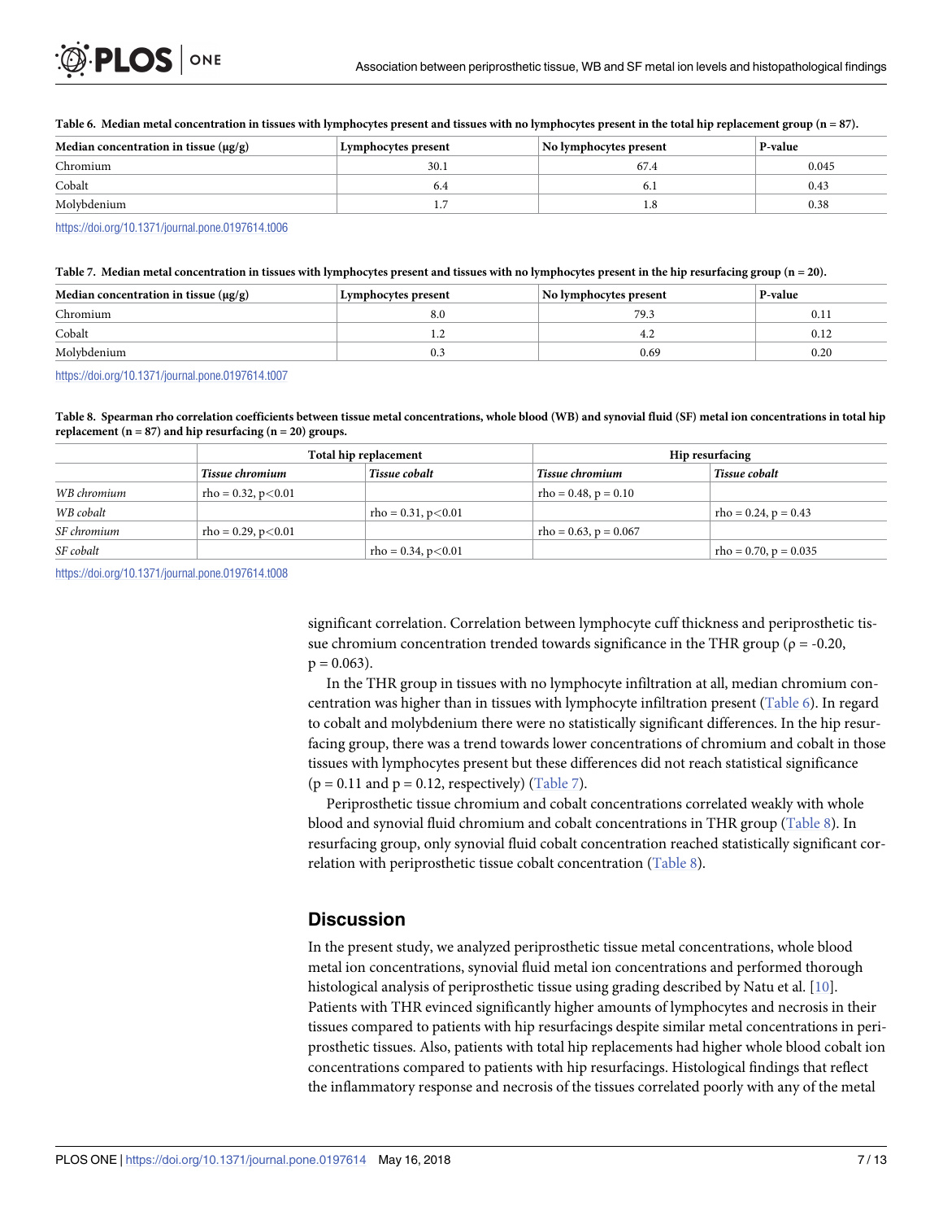**Table 6. Median metal concentration in tissues with lymphocytes present and tissues with no lymphocytes present in the total hip replacement group (n = 87).**

| Median concentration in tissue (μg/g) | Lymphocytes present | No lymphocytes present | P-value |
|---|---|---|---|
| Chromium | 30.1 | 67.4 | 0.045 |
| Cobalt | 6.4 | 6.1 | 0.43 |
| Molybdenium | 1.7 | 1.8 | 0.38 |

https://doi.org/10.1371/journal.pone.0197614.t006

**Table 7. Median metal concentration in tissues with lymphocytes present and tissues with no lymphocytes present in the hip resurfacing group (n = 20).**

| Median concentration in tissue (μg/g) | Lymphocytes present | No lymphocytes present | P-value |
|---|---|---|---|
| Chromium | 8.0 | 79.3 | 0.11 |
| Cobalt | 1.2 | 4.2 | 0.12 |
| Molybdenium | 0.3 | 0.69 | 0.20 |

https://doi.org/10.1371/journal.pone.0197614.t007

**Table 8. Spearman rho correlation coefficients between tissue metal concentrations, whole blood (WB) and synovial fluid (SF) metal ion concentrations in total hip replacement (n = 87) and hip resurfacing (n = 20) groups.**

| | Total hip replacement | | Hip resurfacing | |
|---|---|---|---|---|
| | *Tissue chromium* | *Tissue cobalt* | *Tissue chromium* | *Tissue cobalt* |
| *WB chromium* | rho = 0.32, p<0.01 | | rho = 0.48, p = 0.10 | |
| *WB cobalt* | | rho = 0.31, p<0.01 | | rho = 0.24, p = 0.43 |
| *SF chromium* | rho = 0.29, p<0.01 | | rho = 0.63, p = 0.067 | |
| *SF cobalt* | | rho = 0.34, p<0.01 | | rho = 0.70, p = 0.035 |

https://doi.org/10.1371/journal.pone.0197614.t008

significant correlation. Correlation between lymphocyte cuff thickness and periprosthetic tissue chromium concentration trended towards significance in the THR group ($\rho = -0.20$, $p = 0.063$).

In the THR group in tissues with no lymphocyte infiltration at all, median chromium concentration was higher than in tissues with lymphocyte infiltration present (Table 6). In regard to cobalt and molybdenium there were no statistically significant differences. In the hip resurfacing group, there was a trend towards lower concentrations of chromium and cobalt in those tissues with lymphocytes present but these differences did not reach statistical significance ($p = 0.11$ and $p = 0.12$, respectively) (Table 7).

Periprosthetic tissue chromium and cobalt concentrations correlated weakly with whole blood and synovial fluid chromium and cobalt concentrations in THR group (Table 8). In resurfacing group, only synovial fluid cobalt concentration reached statistically significant correlation with periprosthetic tissue cobalt concentration (Table 8).

## Discussion

In the present study, we analyzed periprosthetic tissue metal concentrations, whole blood metal ion concentrations, synovial fluid metal ion concentrations and performed thorough histological analysis of periprosthetic tissue using grading described by Natu et al. [10]. Patients with THR evinced significantly higher amounts of lymphocytes and necrosis in their tissues compared to patients with hip resurfacings despite similar metal concentrations in periprosthetic tissues. Also, patients with total hip replacements had higher whole blood cobalt ion concentrations compared to patients with hip resurfacings. Histological findings that reflect the inflammatory response and necrosis of the tissues correlated poorly with any of the metal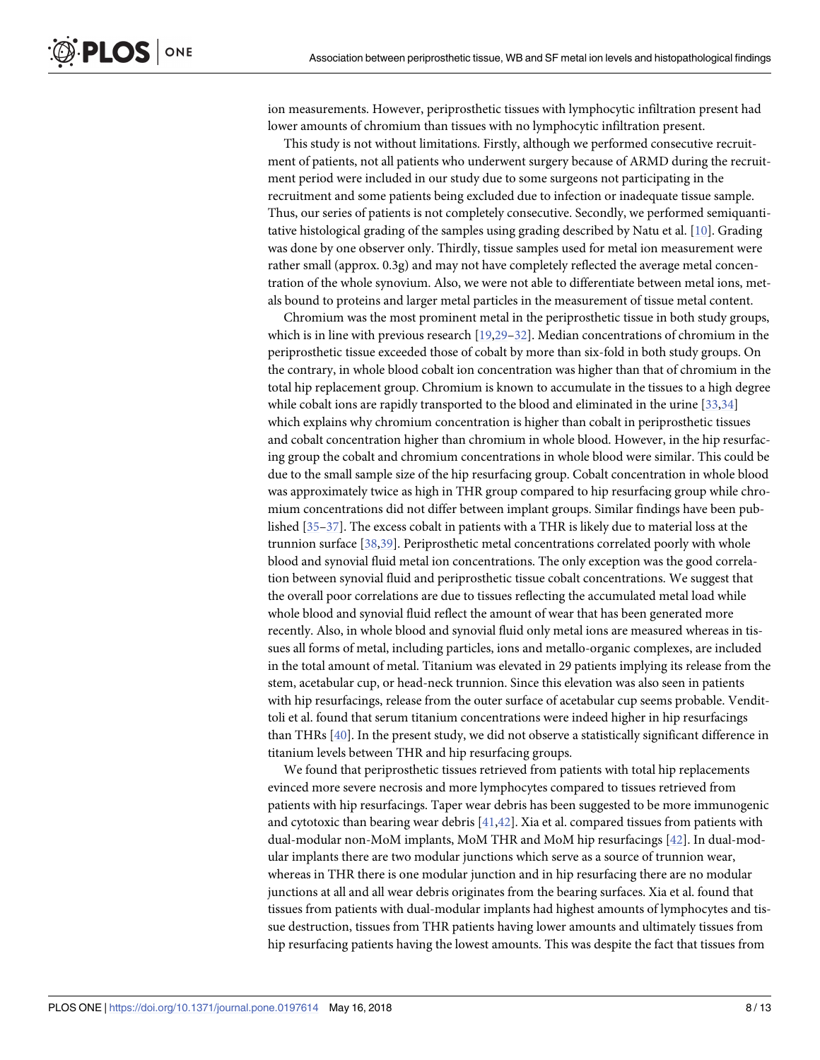ion measurements. However, periprosthetic tissues with lymphocytic infiltration present had lower amounts of chromium than tissues with no lymphocytic infiltration present.

This study is not without limitations. Firstly, although we performed consecutive recruitment of patients, not all patients who underwent surgery because of ARMD during the recruitment period were included in our study due to some surgeons not participating in the recruitment and some patients being excluded due to infection or inadequate tissue sample. Thus, our series of patients is not completely consecutive. Secondly, we performed semiquantitative histological grading of the samples using grading described by Natu et al. [10]. Grading was done by one observer only. Thirdly, tissue samples used for metal ion measurement were rather small (approx. 0.3g) and may not have completely reflected the average metal concentration of the whole synovium. Also, we were not able to differentiate between metal ions, metals bound to proteins and larger metal particles in the measurement of tissue metal content.

Chromium was the most prominent metal in the periprosthetic tissue in both study groups, which is in line with previous research [19,29–32]. Median concentrations of chromium in the periprosthetic tissue exceeded those of cobalt by more than six-fold in both study groups. On the contrary, in whole blood cobalt ion concentration was higher than that of chromium in the total hip replacement group. Chromium is known to accumulate in the tissues to a high degree while cobalt ions are rapidly transported to the blood and eliminated in the urine [33,34] which explains why chromium concentration is higher than cobalt in periprosthetic tissues and cobalt concentration higher than chromium in whole blood. However, in the hip resurfacing group the cobalt and chromium concentrations in whole blood were similar. This could be due to the small sample size of the hip resurfacing group. Cobalt concentration in whole blood was approximately twice as high in THR group compared to hip resurfacing group while chromium concentrations did not differ between implant groups. Similar findings have been published [35–37]. The excess cobalt in patients with a THR is likely due to material loss at the trunnion surface [38,39]. Periprosthetic metal concentrations correlated poorly with whole blood and synovial fluid metal ion concentrations. The only exception was the good correlation between synovial fluid and periprosthetic tissue cobalt concentrations. We suggest that the overall poor correlations are due to tissues reflecting the accumulated metal load while whole blood and synovial fluid reflect the amount of wear that has been generated more recently. Also, in whole blood and synovial fluid only metal ions are measured whereas in tissues all forms of metal, including particles, ions and metallo-organic complexes, are included in the total amount of metal. Titanium was elevated in 29 patients implying its release from the stem, acetabular cup, or head-neck trunnion. Since this elevation was also seen in patients with hip resurfacings, release from the outer surface of acetabular cup seems probable. Vendittoli et al. found that serum titanium concentrations were indeed higher in hip resurfacings than THRs [40]. In the present study, we did not observe a statistically significant difference in titanium levels between THR and hip resurfacing groups.

We found that periprosthetic tissues retrieved from patients with total hip replacements evinced more severe necrosis and more lymphocytes compared to tissues retrieved from patients with hip resurfacings. Taper wear debris has been suggested to be more immunogenic and cytotoxic than bearing wear debris [41,42]. Xia et al. compared tissues from patients with dual-modular non-MoM implants, MoM THR and MoM hip resurfacings [42]. In dual-modular implants there are two modular junctions which serve as a source of trunnion wear, whereas in THR there is one modular junction and in hip resurfacing there are no modular junctions at all and all wear debris originates from the bearing surfaces. Xia et al. found that tissues from patients with dual-modular implants had highest amounts of lymphocytes and tissue destruction, tissues from THR patients having lower amounts and ultimately tissues from hip resurfacing patients having the lowest amounts. This was despite the fact that tissues from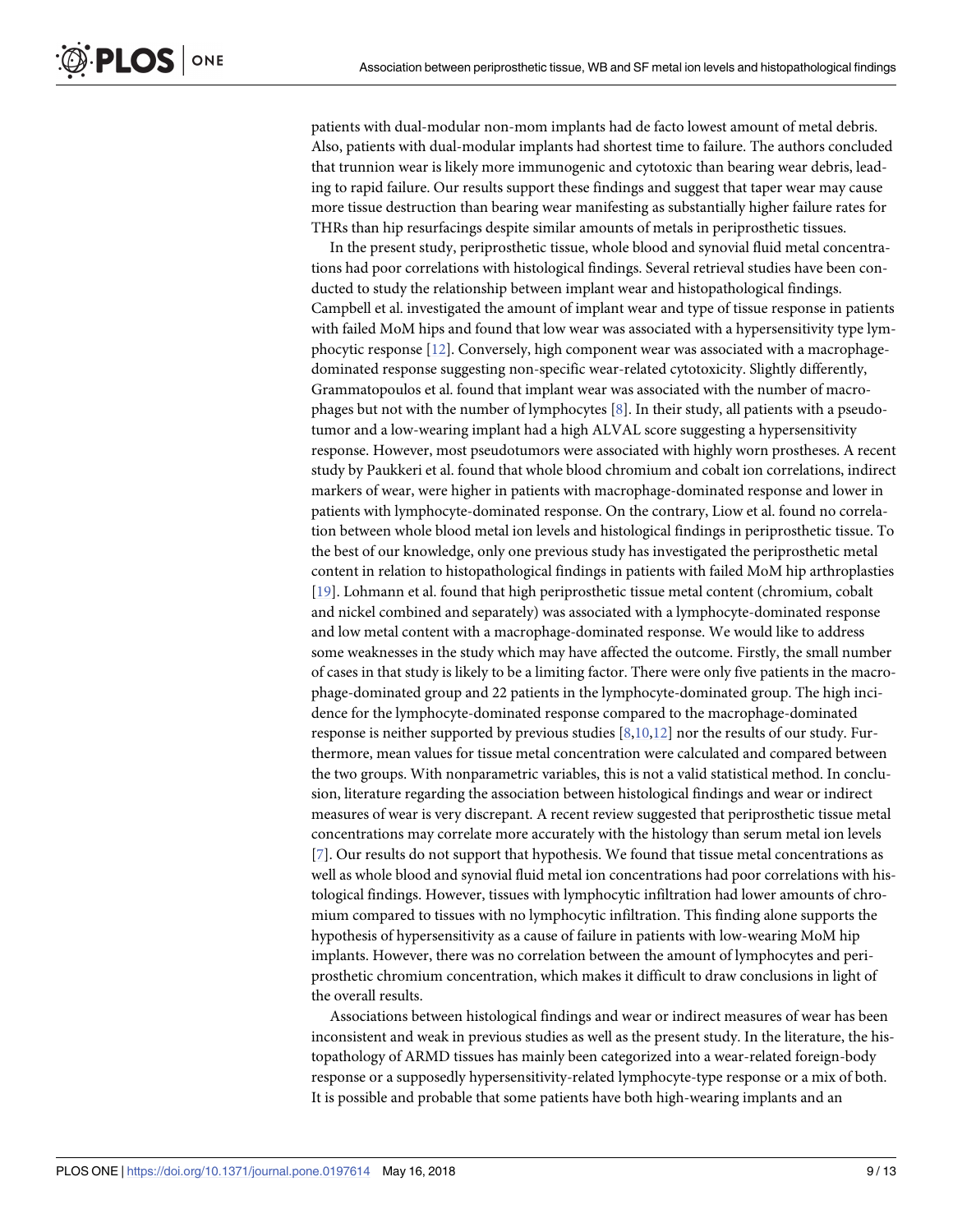patients with dual-modular non-mom implants had de facto lowest amount of metal debris. Also, patients with dual-modular implants had shortest time to failure. The authors concluded that trunnion wear is likely more immunogenic and cytotoxic than bearing wear debris, leading to rapid failure. Our results support these findings and suggest that taper wear may cause more tissue destruction than bearing wear manifesting as substantially higher failure rates for THRs than hip resurfacings despite similar amounts of metals in periprosthetic tissues.

In the present study, periprosthetic tissue, whole blood and synovial fluid metal concentrations had poor correlations with histological findings. Several retrieval studies have been conducted to study the relationship between implant wear and histopathological findings. Campbell et al. investigated the amount of implant wear and type of tissue response in patients with failed MoM hips and found that low wear was associated with a hypersensitivity type lymphocytic response [12]. Conversely, high component wear was associated with a macrophage-dominated response suggesting non-specific wear-related cytotoxicity. Slightly differently, Grammatopoulos et al. found that implant wear was associated with the number of macrophages but not with the number of lymphocytes [8]. In their study, all patients with a pseudotumor and a low-wearing implant had a high ALVAL score suggesting a hypersensitivity response. However, most pseudotumors were associated with highly worn prostheses. A recent study by Paukkeri et al. found that whole blood chromium and cobalt ion correlations, indirect markers of wear, were higher in patients with macrophage-dominated response and lower in patients with lymphocyte-dominated response. On the contrary, Liow et al. found no correlation between whole blood metal ion levels and histological findings in periprosthetic tissue. To the best of our knowledge, only one previous study has investigated the periprosthetic metal content in relation to histopathological findings in patients with failed MoM hip arthroplasties [19]. Lohmann et al. found that high periprosthetic tissue metal content (chromium, cobalt and nickel combined and separately) was associated with a lymphocyte-dominated response and low metal content with a macrophage-dominated response. We would like to address some weaknesses in the study which may have affected the outcome. Firstly, the small number of cases in that study is likely to be a limiting factor. There were only five patients in the macrophage-dominated group and 22 patients in the lymphocyte-dominated group. The high incidence for the lymphocyte-dominated response compared to the macrophage-dominated response is neither supported by previous studies [8,10,12] nor the results of our study. Furthermore, mean values for tissue metal concentration were calculated and compared between the two groups. With nonparametric variables, this is not a valid statistical method. In conclusion, literature regarding the association between histological findings and wear or indirect measures of wear is very discrepant. A recent review suggested that periprosthetic tissue metal concentrations may correlate more accurately with the histology than serum metal ion levels [7]. Our results do not support that hypothesis. We found that tissue metal concentrations as well as whole blood and synovial fluid metal ion concentrations had poor correlations with histological findings. However, tissues with lymphocytic infiltration had lower amounts of chromium compared to tissues with no lymphocytic infiltration. This finding alone supports the hypothesis of hypersensitivity as a cause of failure in patients with low-wearing MoM hip implants. However, there was no correlation between the amount of lymphocytes and periprosthetic chromium concentration, which makes it difficult to draw conclusions in light of the overall results.

Associations between histological findings and wear or indirect measures of wear has been inconsistent and weak in previous studies as well as the present study. In the literature, the histopathology of ARMD tissues has mainly been categorized into a wear-related foreign-body response or a supposedly hypersensitivity-related lymphocyte-type response or a mix of both. It is possible and probable that some patients have both high-wearing implants and an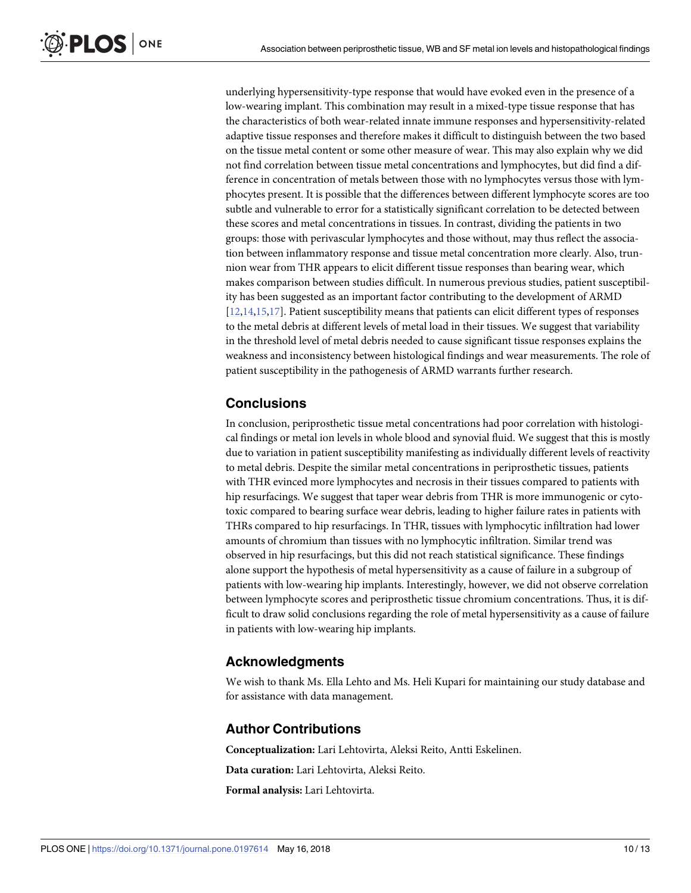underlying hypersensitivity-type response that would have evoked even in the presence of a low-wearing implant. This combination may result in a mixed-type tissue response that has the characteristics of both wear-related innate immune responses and hypersensitivity-related adaptive tissue responses and therefore makes it difficult to distinguish between the two based on the tissue metal content or some other measure of wear. This may also explain why we did not find correlation between tissue metal concentrations and lymphocytes, but did find a difference in concentration of metals between those with no lymphocytes versus those with lymphocytes present. It is possible that the differences between different lymphocyte scores are too subtle and vulnerable to error for a statistically significant correlation to be detected between these scores and metal concentrations in tissues. In contrast, dividing the patients in two groups: those with perivascular lymphocytes and those without, may thus reflect the association between inflammatory response and tissue metal concentration more clearly. Also, trunnion wear from THR appears to elicit different tissue responses than bearing wear, which makes comparison between studies difficult. In numerous previous studies, patient susceptibility has been suggested as an important factor contributing to the development of ARMD [12,14,15,17]. Patient susceptibility means that patients can elicit different types of responses to the metal debris at different levels of metal load in their tissues. We suggest that variability in the threshold level of metal debris needed to cause significant tissue responses explains the weakness and inconsistency between histological findings and wear measurements. The role of patient susceptibility in the pathogenesis of ARMD warrants further research.

## Conclusions

In conclusion, periprosthetic tissue metal concentrations had poor correlation with histological findings or metal ion levels in whole blood and synovial fluid. We suggest that this is mostly due to variation in patient susceptibility manifesting as individually different levels of reactivity to metal debris. Despite the similar metal concentrations in periprosthetic tissues, patients with THR evinced more lymphocytes and necrosis in their tissues compared to patients with hip resurfacings. We suggest that taper wear debris from THR is more immunogenic or cytotoxic compared to bearing surface wear debris, leading to higher failure rates in patients with THRs compared to hip resurfacings. In THR, tissues with lymphocytic infiltration had lower amounts of chromium than tissues with no lymphocytic infiltration. Similar trend was observed in hip resurfacings, but this did not reach statistical significance. These findings alone support the hypothesis of metal hypersensitivity as a cause of failure in a subgroup of patients with low-wearing hip implants. Interestingly, however, we did not observe correlation between lymphocyte scores and periprosthetic tissue chromium concentrations. Thus, it is difficult to draw solid conclusions regarding the role of metal hypersensitivity as a cause of failure in patients with low-wearing hip implants.

## Acknowledgments

We wish to thank Ms. Ella Lehto and Ms. Heli Kupari for maintaining our study database and for assistance with data management.

## Author Contributions

**Conceptualization:** Lari Lehtovirta, Aleksi Reito, Antti Eskelinen.

**Data curation:** Lari Lehtovirta, Aleksi Reito.

**Formal analysis:** Lari Lehtovirta.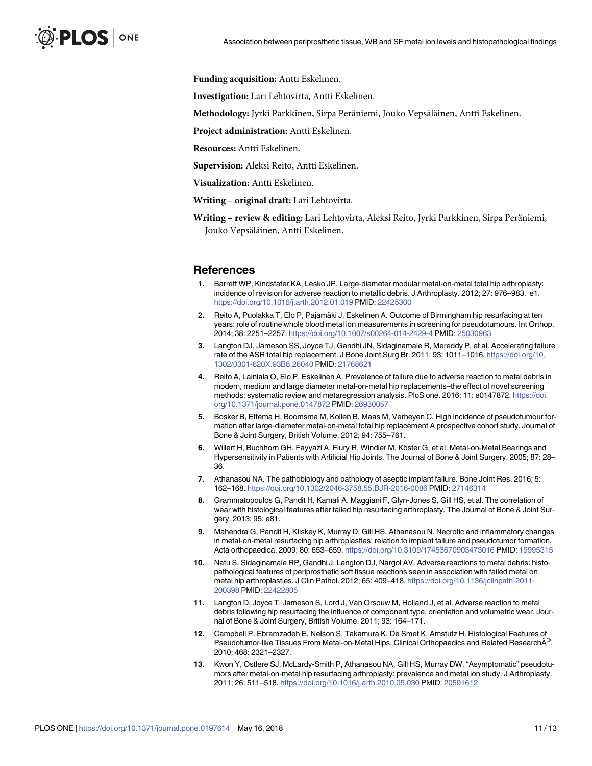**Funding acquisition:** Antti Eskelinen.

**Investigation:** Lari Lehtovirta, Antti Eskelinen.

**Methodology:** Jyrki Parkkinen, Sirpa Peräniemi, Jouko Vepsäläinen, Antti Eskelinen.

**Project administration:** Antti Eskelinen.

**Resources:** Antti Eskelinen.

**Supervision:** Aleksi Reito, Antti Eskelinen.

**Visualization:** Antti Eskelinen.

**Writing – original draft:** Lari Lehtovirta.

**Writing – review & editing:** Lari Lehtovirta, Aleksi Reito, Jyrki Parkkinen, Sirpa Peräniemi, Jouko Vepsäläinen, Antti Eskelinen.

## References

1. Barrett WP, Kindsfater KA, Lesko JP. Large-diameter modular metal-on-metal total hip arthroplasty: incidence of revision for adverse reaction to metallic debris. J Arthroplasty. 2012; 27: 976–983. e1. https://doi.org/10.1016/j.arth.2012.01.019 PMID: 22425300
2. Reito A, Puolakka T, Elo P, Pajamäki J, Eskelinen A. Outcome of Birmingham hip resurfacing at ten years: role of routine whole blood metal ion measurements in screening for pseudotumours. Int Orthop. 2014; 38: 2251–2257. https://doi.org/10.1007/s00264-014-2429-4 PMID: 25030963
3. Langton DJ, Jameson SS, Joyce TJ, Gandhi JN, Sidaginamale R, Mereddy P, et al. Accelerating failure rate of the ASR total hip replacement. J Bone Joint Surg Br. 2011; 93: 1011–1016. https://doi.org/10.1302/0301-620X.93B8.26040 PMID: 21768621
4. Reito A, Lainiala O, Elo P, Eskelinen A. Prevalence of failure due to adverse reaction to metal debris in modern, medium and large diameter metal-on-metal hip replacements–the effect of novel screening methods: systematic review and metaregression analysis. PloS one. 2016; 11: e0147872. https://doi.org/10.1371/journal.pone.0147872 PMID: 26930057
5. Bosker B, Ettema H, Boomsma M, Kollen B, Maas M, Verheyen C. High incidence of pseudotumour formation after large-diameter metal-on-metal total hip replacement A prospective cohort study. Journal of Bone & Joint Surgery, British Volume. 2012; 94: 755–761.
6. Willert H, Buchhorn GH, Fayyazi A, Flury R, Windler M, Köster G, et al. Metal-on-Metal Bearings and Hypersensitivity in Patients with Artificial Hip Joints. The Journal of Bone & Joint Surgery. 2005; 87: 28–36.
7. Athanasou NA. The pathobiology and pathology of aseptic implant failure. Bone Joint Res. 2016; 5: 162–168. https://doi.org/10.1302/2046-3758.55.BJR-2016-0086 PMID: 27146314
8. Grammatopoulos G, Pandit H, Kamali A, Maggiani F, Glyn-Jones S, Gill HS, et al. The correlation of wear with histological features after failed hip resurfacing arthroplasty. The Journal of Bone & Joint Surgery. 2013; 95: e81.
9. Mahendra G, Pandit H, Kliskey K, Murray D, Gill HS, Athanasou N. Necrotic and inflammatory changes in metal-on-metal resurfacing hip arthroplasties: relation to implant failure and pseudotumor formation. Acta orthopaedica. 2009; 80: 653–659. https://doi.org/10.3109/17453670903473016 PMID: 19995315
10. Natu S, Sidaginamale RP, Gandhi J, Langton DJ, Nargol AV. Adverse reactions to metal debris: histopathological features of periprosthetic soft tissue reactions seen in association with failed metal on metal hip arthroplasties. J Clin Pathol. 2012; 65: 409–418. https://doi.org/10.1136/jclinpath-2011-200398 PMID: 22422805
11. Langton D, Joyce T, Jameson S, Lord J, Van Orsouw M, Holland J, et al. Adverse reaction to metal debris following hip resurfacing the influence of component type, orientation and volumetric wear. Journal of Bone & Joint Surgery, British Volume. 2011; 93: 164–171.
12. Campbell P, Ebramzadeh E, Nelson S, Takamura K, De Smet K, Amstutz H. Histological Features of Pseudotumor-like Tissues From Metal-on-Metal Hips. Clinical Orthopaedics and Related ResearchÂ®. 2010; 468: 2321–2327.
13. Kwon Y, Ostlere SJ, McLardy-Smith P, Athanasou NA, Gill HS, Murray DW. "Asymptomatic" pseudotumors after metal-on-metal hip resurfacing arthroplasty: prevalence and metal ion study. J Arthroplasty. 2011; 26: 511–518. https://doi.org/10.1016/j.arth.2010.05.030 PMID: 20591612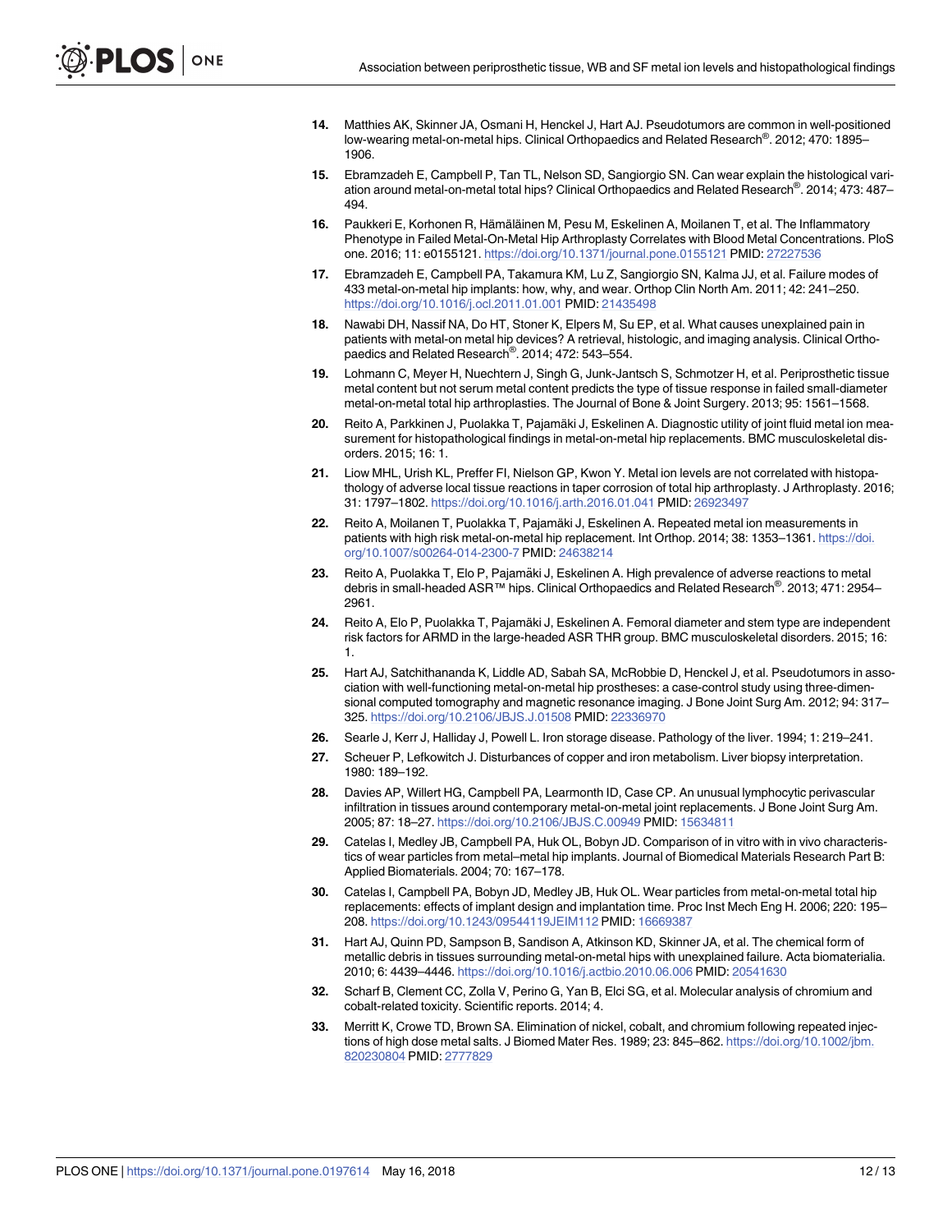14. Matthies AK, Skinner JA, Osmani H, Henckel J, Hart AJ. Pseudotumors are common in well-positioned low-wearing metal-on-metal hips. Clinical Orthopaedics and Related Research®. 2012; 470: 1895–1906.

15. Ebramzadeh E, Campbell P, Tan TL, Nelson SD, Sangiorgio SN. Can wear explain the histological variation around metal-on-metal total hips? Clinical Orthopaedics and Related Research®. 2014; 473: 487–494.

16. Paukkeri E, Korhonen R, Hämäläinen M, Pesu M, Eskelinen A, Moilanen T, et al. The Inflammatory Phenotype in Failed Metal-On-Metal Hip Arthroplasty Correlates with Blood Metal Concentrations. PloS one. 2016; 11: e0155121. https://doi.org/10.1371/journal.pone.0155121 PMID: 27227536

17. Ebramzadeh E, Campbell PA, Takamura KM, Lu Z, Sangiorgio SN, Kalma JJ, et al. Failure modes of 433 metal-on-metal hip implants: how, why, and wear. Orthop Clin North Am. 2011; 42: 241–250. https://doi.org/10.1016/j.ocl.2011.01.001 PMID: 21435498

18. Nawabi DH, Nassif NA, Do HT, Stoner K, Elpers M, Su EP, et al. What causes unexplained pain in patients with metal-on metal hip devices? A retrieval, histologic, and imaging analysis. Clinical Orthopaedics and Related Research®. 2014; 472: 543–554.

19. Lohmann C, Meyer H, Nuechtern J, Singh G, Junk-Jantsch S, Schmotzer H, et al. Periprosthetic tissue metal content but not serum metal content predicts the type of tissue response in failed small-diameter metal-on-metal total hip arthroplasties. The Journal of Bone & Joint Surgery. 2013; 95: 1561–1568.

20. Reito A, Parkkinen J, Puolakka T, Pajamäki J, Eskelinen A. Diagnostic utility of joint fluid metal ion measurement for histopathological findings in metal-on-metal hip replacements. BMC musculoskeletal disorders. 2015; 16: 1.

21. Liow MHL, Urish KL, Preffer FI, Nielson GP, Kwon Y. Metal ion levels are not correlated with histopathology of adverse local tissue reactions in taper corrosion of total hip arthroplasty. J Arthroplasty. 2016; 31: 1797–1802. https://doi.org/10.1016/j.arth.2016.01.041 PMID: 26923497

22. Reito A, Moilanen T, Puolakka T, Pajamäki J, Eskelinen A. Repeated metal ion measurements in patients with high risk metal-on-metal hip replacement. Int Orthop. 2014; 38: 1353–1361. https://doi.org/10.1007/s00264-014-2300-7 PMID: 24638214

23. Reito A, Puolakka T, Elo P, Pajamäki J, Eskelinen A. High prevalence of adverse reactions to metal debris in small-headed ASR™ hips. Clinical Orthopaedics and Related Research®. 2013; 471: 2954–2961.

24. Reito A, Elo P, Puolakka T, Pajamäki J, Eskelinen A. Femoral diameter and stem type are independent risk factors for ARMD in the large-headed ASR THR group. BMC musculoskeletal disorders. 2015; 16: 1.

25. Hart AJ, Satchithananda K, Liddle AD, Sabah SA, McRobbie D, Henckel J, et al. Pseudotumors in association with well-functioning metal-on-metal hip prostheses: a case-control study using three-dimensional computed tomography and magnetic resonance imaging. J Bone Joint Surg Am. 2012; 94: 317–325. https://doi.org/10.2106/JBJS.J.01508 PMID: 22336970

26. Searle J, Kerr J, Halliday J, Powell L. Iron storage disease. Pathology of the liver. 1994; 1: 219–241.

27. Scheuer P, Lefkowitch J. Disturbances of copper and iron metabolism. Liver biopsy interpretation. 1980: 189–192.

28. Davies AP, Willert HG, Campbell PA, Learmonth ID, Case CP. An unusual lymphocytic perivascular infiltration in tissues around contemporary metal-on-metal joint replacements. J Bone Joint Surg Am. 2005; 87: 18–27. https://doi.org/10.2106/JBJS.C.00949 PMID: 15634811

29. Catelas I, Medley JB, Campbell PA, Huk OL, Bobyn JD. Comparison of in vitro with in vivo characteristics of wear particles from metal–metal hip implants. Journal of Biomedical Materials Research Part B: Applied Biomaterials. 2004; 70: 167–178.

30. Catelas I, Campbell PA, Bobyn JD, Medley JB, Huk OL. Wear particles from metal-on-metal total hip replacements: effects of implant design and implantation time. Proc Inst Mech Eng H. 2006; 220: 195–208. https://doi.org/10.1243/09544119JEIM112 PMID: 16669387

31. Hart AJ, Quinn PD, Sampson B, Sandison A, Atkinson KD, Skinner JA, et al. The chemical form of metallic debris in tissues surrounding metal-on-metal hips with unexplained failure. Acta biomaterialia. 2010; 6: 4439–4446. https://doi.org/10.1016/j.actbio.2010.06.006 PMID: 20541630

32. Scharf B, Clement CC, Zolla V, Perino G, Yan B, Elci SG, et al. Molecular analysis of chromium and cobalt-related toxicity. Scientific reports. 2014; 4.

33. Merritt K, Crowe TD, Brown SA. Elimination of nickel, cobalt, and chromium following repeated injections of high dose metal salts. J Biomed Mater Res. 1989; 23: 845–862. https://doi.org/10.1002/jbm.820230804 PMID: 2777829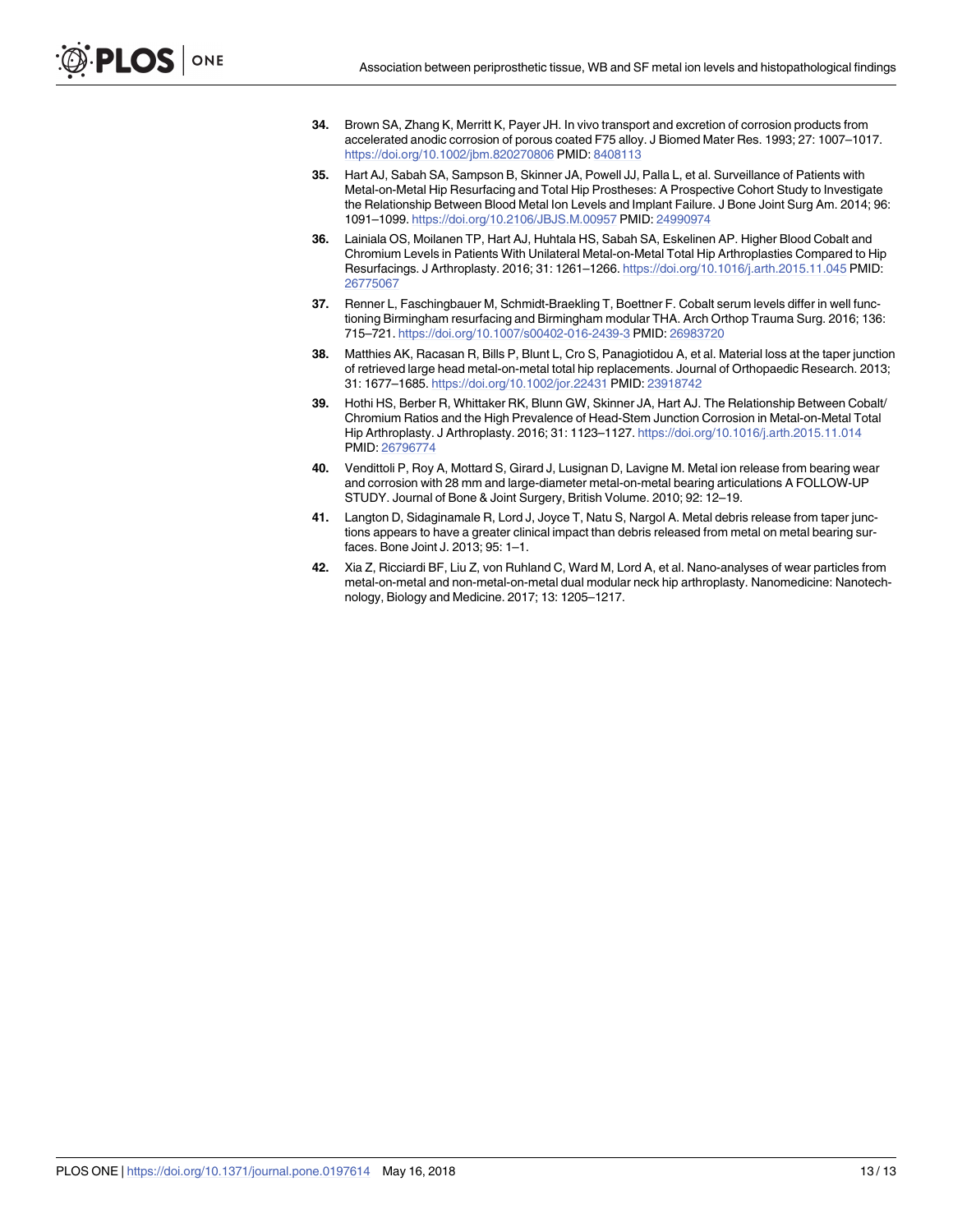34. Brown SA, Zhang K, Merritt K, Payer JH. In vivo transport and excretion of corrosion products from accelerated anodic corrosion of porous coated F75 alloy. J Biomed Mater Res. 1993; 27: 1007–1017. https://doi.org/10.1002/jbm.820270806 PMID: 8408113

35. Hart AJ, Sabah SA, Sampson B, Skinner JA, Powell JJ, Palla L, et al. Surveillance of Patients with Metal-on-Metal Hip Resurfacing and Total Hip Prostheses: A Prospective Cohort Study to Investigate the Relationship Between Blood Metal Ion Levels and Implant Failure. J Bone Joint Surg Am. 2014; 96: 1091–1099. https://doi.org/10.2106/JBJS.M.00957 PMID: 24990974

36. Lainiala OS, Moilanen TP, Hart AJ, Huhtala HS, Sabah SA, Eskelinen AP. Higher Blood Cobalt and Chromium Levels in Patients With Unilateral Metal-on-Metal Total Hip Arthroplasties Compared to Hip Resurfacings. J Arthroplasty. 2016; 31: 1261–1266. https://doi.org/10.1016/j.arth.2015.11.045 PMID: 26775067

37. Renner L, Faschingbauer M, Schmidt-Braekling T, Boettner F. Cobalt serum levels differ in well functioning Birmingham resurfacing and Birmingham modular THA. Arch Orthop Trauma Surg. 2016; 136: 715–721. https://doi.org/10.1007/s00402-016-2439-3 PMID: 26983720

38. Matthies AK, Racasan R, Bills P, Blunt L, Cro S, Panagiotidou A, et al. Material loss at the taper junction of retrieved large head metal-on-metal total hip replacements. Journal of Orthopaedic Research. 2013; 31: 1677–1685. https://doi.org/10.1002/jor.22431 PMID: 23918742

39. Hothi HS, Berber R, Whittaker RK, Blunn GW, Skinner JA, Hart AJ. The Relationship Between Cobalt/Chromium Ratios and the High Prevalence of Head-Stem Junction Corrosion in Metal-on-Metal Total Hip Arthroplasty. J Arthroplasty. 2016; 31: 1123–1127. https://doi.org/10.1016/j.arth.2015.11.014 PMID: 26796774

40. Vendittoli P, Roy A, Mottard S, Girard J, Lusignan D, Lavigne M. Metal ion release from bearing wear and corrosion with 28 mm and large-diameter metal-on-metal bearing articulations A FOLLOW-UP STUDY. Journal of Bone & Joint Surgery, British Volume. 2010; 92: 12–19.

41. Langton D, Sidaginamale R, Lord J, Joyce T, Natu S, Nargol A. Metal debris release from taper junctions appears to have a greater clinical impact than debris released from metal on metal bearing surfaces. Bone Joint J. 2013; 95: 1–1.

42. Xia Z, Ricciardi BF, Liu Z, von Ruhland C, Ward M, Lord A, et al. Nano-analyses of wear particles from metal-on-metal and non-metal-on-metal dual modular neck hip arthroplasty. Nanomedicine: Nanotechnology, Biology and Medicine. 2017; 13: 1205–1217.